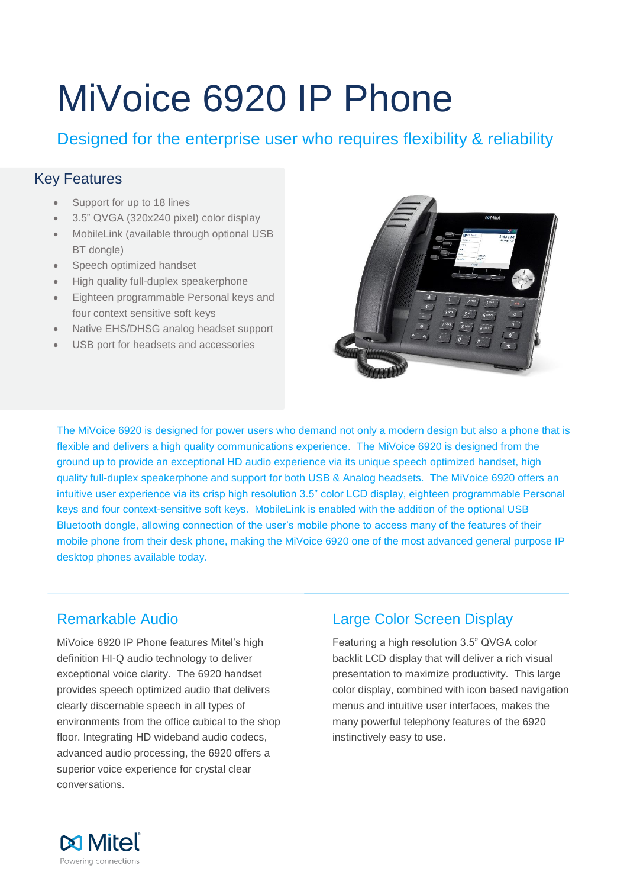# MiVoice 6920 IP Phone

Designed for the enterprise user who requires flexibility & reliability

## Key Features

- Support for up to 18 lines
- 3.5" QVGA (320x240 pixel) color display
- MobileLink (available through optional USB BT dongle)
- Speech optimized handset
- High quality full-duplex speakerphone
- Eighteen programmable Personal keys and four context sensitive soft keys
- Native EHS/DHSG analog headset support
- USB port for headsets and accessories

The MiVoice 6920 is designed for power users who demand not only a modern design but also a phone that is flexible and delivers a high quality communications experience. The MiVoice 6920 is designed from the ground up to provide an exceptional HD audio experience via its unique speech optimized handset, high quality full-duplex speakerphone and support for both USB & Analog headsets. The MiVoice 6920 offers an intuitive user experience via its crisp high resolution 3.5" color LCD display, eighteen programmable Personal keys and four context-sensitive soft keys. MobileLink is enabled with the addition of the optional USB Bluetooth dongle, allowing connection of the user's mobile phone to access many of the features of their mobile phone from their desk phone, making the MiVoice 6920 one of the most advanced general purpose IP desktop phones available today.

## Remarkable Audio

MiVoice 6920 IP Phone features Mitel's high definition HI-Q audio technology to deliver exceptional voice clarity. The 6920 handset provides speech optimized audio that delivers clearly discernable speech in all types of environments from the office cubical to the shop floor. Integrating HD wideband audio codecs, advanced audio processing, the 6920 offers a superior voice experience for crystal clear conversations.

## Large Color Screen Display

Featuring a high resolution 3.5" QVGA color backlit LCD display that will deliver a rich visual presentation to maximize productivity. This large color display, combined with icon based navigation menus and intuitive user interfaces, makes the many powerful telephony features of the 6920 instinctively easy to use.

Mitel
Powering connections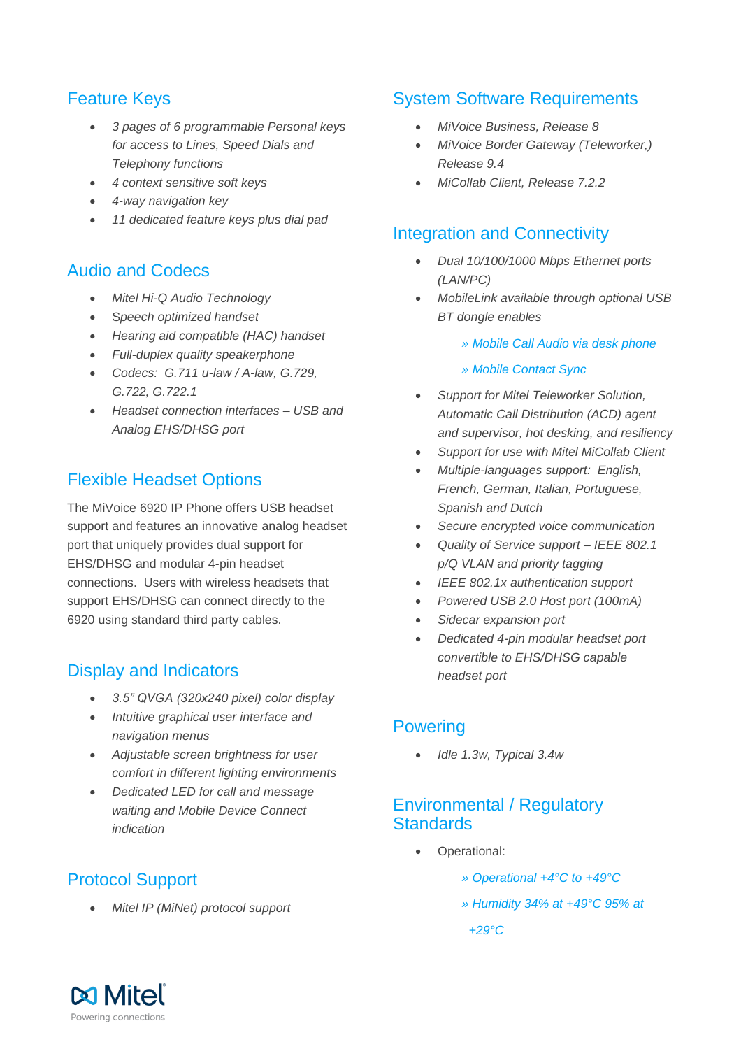## Feature Keys

- *3 pages of 6 programmable Personal keys for access to Lines, Speed Dials and Telephony functions*
- *4 context sensitive soft keys*
- *4-way navigation key*
- *11 dedicated feature keys plus dial pad*

## Audio and Codecs

- *Mitel Hi-Q Audio Technology*
- *Speech optimized handset*
- *Hearing aid compatible (HAC) handset*
- *Full-duplex quality speakerphone*
- *Codecs: G.711 u-law / A-law, G.729, G.722, G.722.1*
- *Headset connection interfaces – USB and Analog EHS/DHSG port*

## Flexible Headset Options

The MiVoice 6920 IP Phone offers USB headset support and features an innovative analog headset port that uniquely provides dual support for EHS/DHSG and modular 4-pin headset connections. Users with wireless headsets that support EHS/DHSG can connect directly to the 6920 using standard third party cables.

## Display and Indicators

- *3.5" QVGA (320x240 pixel) color display*
- *Intuitive graphical user interface and navigation menus*
- *Adjustable screen brightness for user comfort in different lighting environments*
- *Dedicated LED for call and message waiting and Mobile Device Connect indication*

## Protocol Support

- *Mitel IP (MiNet) protocol support*

## System Software Requirements

- *MiVoice Business, Release 8*
- *MiVoice Border Gateway (Teleworker,) Release 9.4*
- *MiCollab Client, Release 7.2.2*

## Integration and Connectivity

- *Dual 10/100/1000 Mbps Ethernet ports (LAN/PC)*
- *MobileLink available through optional USB BT dongle enables*
  - *» Mobile Call Audio via desk phone*
  - *» Mobile Contact Sync*
- *Support for Mitel Teleworker Solution, Automatic Call Distribution (ACD) agent and supervisor, hot desking, and resiliency*
- *Support for use with Mitel MiCollab Client*
- *Multiple-languages support: English, French, German, Italian, Portuguese, Spanish and Dutch*
- *Secure encrypted voice communication*
- *Quality of Service support – IEEE 802.1 p/Q VLAN and priority tagging*
- *IEEE 802.1x authentication support*
- *Powered USB 2.0 Host port (100mA)*
- *Sidecar expansion port*
- *Dedicated 4-pin modular headset port convertible to EHS/DHSG capable headset port*

## Powering

- *Idle 1.3w, Typical 3.4w*

## Environmental / Regulatory Standards

- Operational:
  - *» Operational +4°C to +49°C*
  - *» Humidity 34% at +49°C 95% at +29°C*

Mitel
Powering connections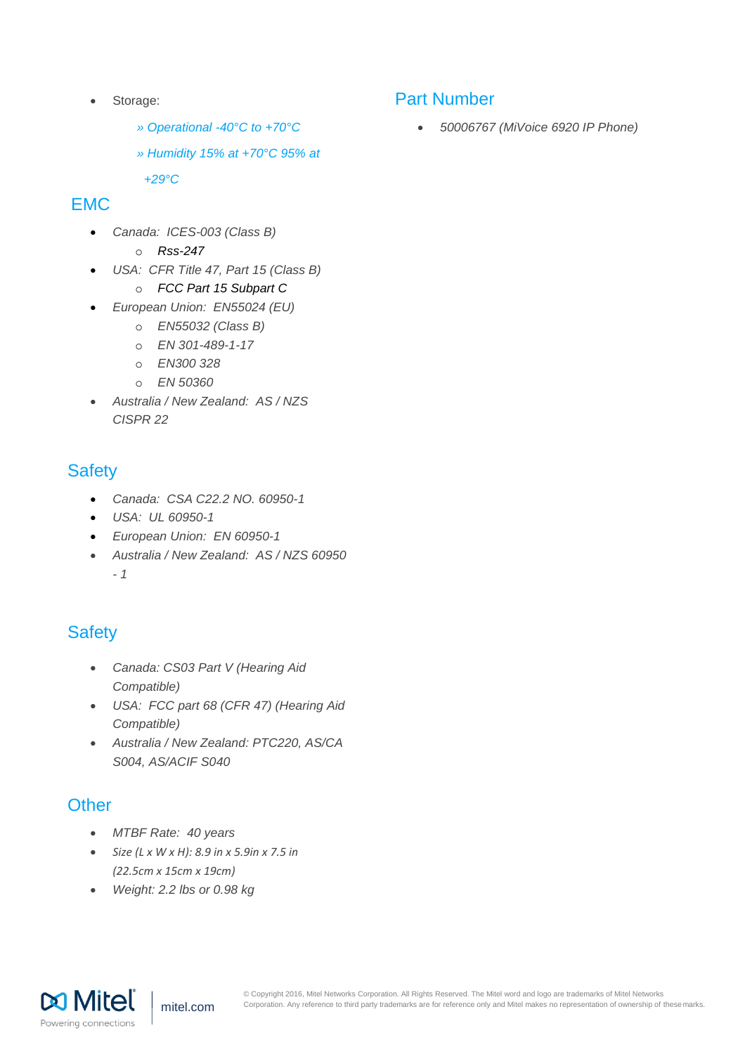- Storage:
  - » *Operational -40°C to +70°C*
  - » *Humidity 15% at +70°C 95% at +29°C*

## EMC

- *Canada: ICES-003 (Class B)*
  - *Rss-247*
- *USA: CFR Title 47, Part 15 (Class B)*
  - *FCC Part 15 Subpart C*
- *European Union: EN55024 (EU)*
  - *EN55032 (Class B)*
  - *EN 301-489-1-17*
  - *EN300 328*
  - *EN 50360*
- *Australia / New Zealand: AS / NZS CISPR 22*

## Safety

- *Canada: CSA C22.2 NO. 60950-1*
- *USA: UL 60950-1*
- *European Union: EN 60950-1*
- *Australia / New Zealand: AS / NZS 60950 - 1*

## Safety

- *Canada: CS03 Part V (Hearing Aid Compatible)*
- *USA: FCC part 68 (CFR 47) (Hearing Aid Compatible)*
- *Australia / New Zealand: PTC220, AS/CA S004, AS/ACIF S040*

## Other

- *MTBF Rate: 40 years*
- *Size (L x W x H): 8.9 in x 5.9in x 7.5 in (22.5cm x 15cm x 19cm)*
- *Weight: 2.2 lbs or 0.98 kg*

## Part Number

- *50006767 (MiVoice 6920 IP Phone)*

Mitel Powering connections | mitel.com

© Copyright 2016, Mitel Networks Corporation. All Rights Reserved. The Mitel word and logo are trademarks of Mitel Networks Corporation. Any reference to third party trademarks are for reference only and Mitel makes no representation of ownership of these marks.